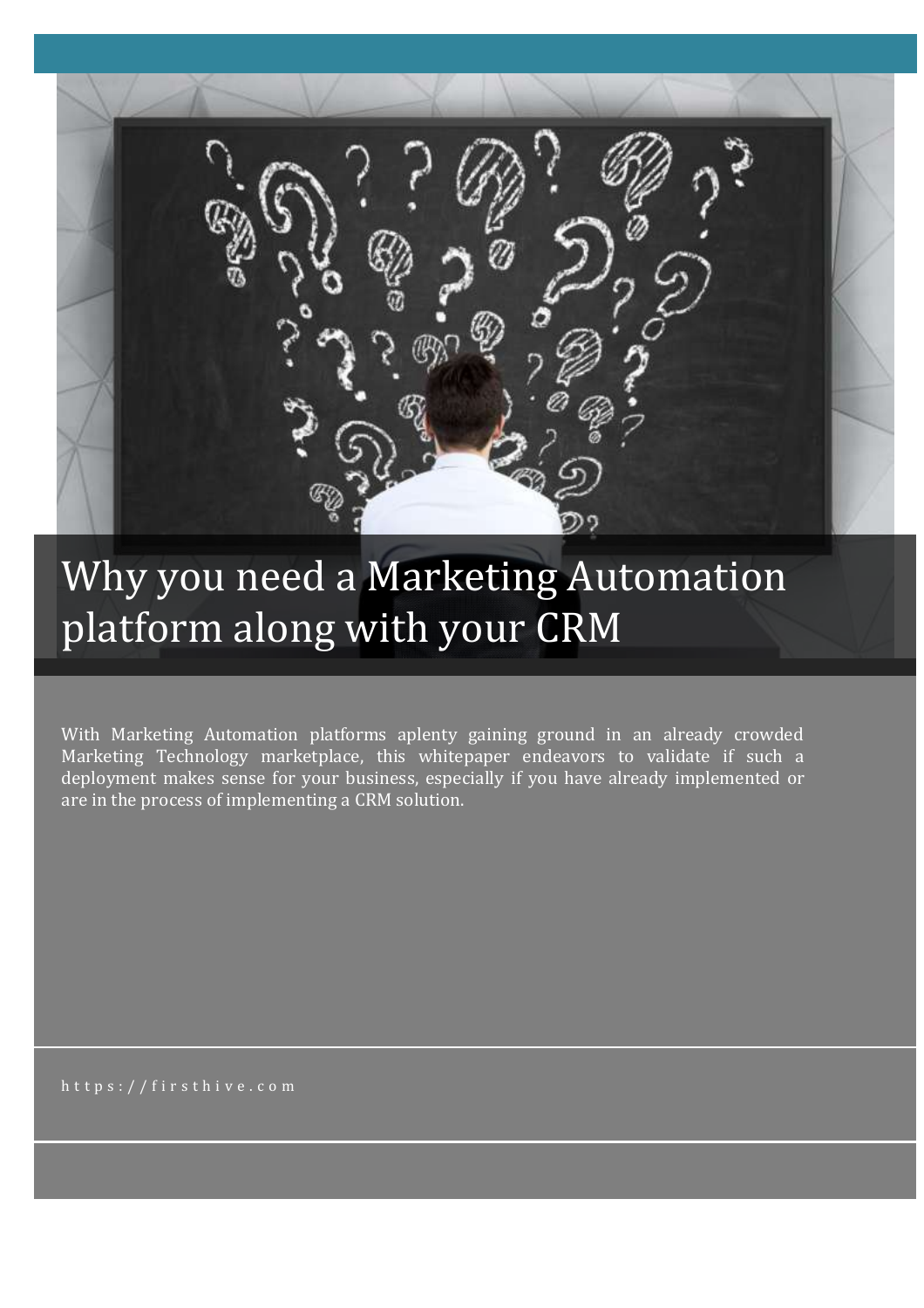# Why you need a Marketing Automation platform along with your CRM

With Marketing Automation platforms aplenty gaining ground in an already crowded Marketing Technology marketplace, this whitepaper endeavors to validate if such a deployment makes sense for your business, especially if you have already implemented or are in the process of implementing a CRM solution.

https://firsthive.com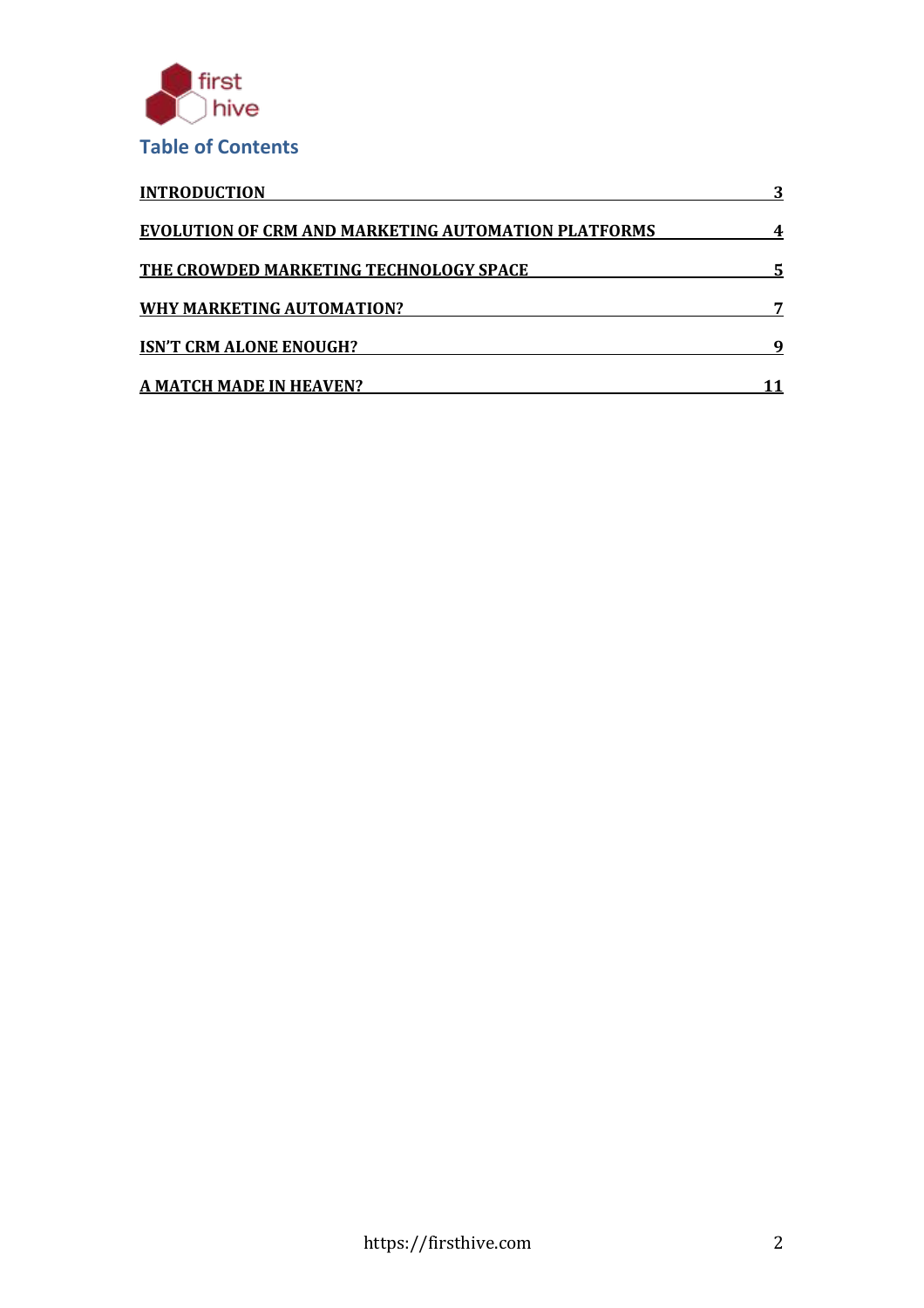## Table of Contents

| | |
|---|---|
| **INTRODUCTION** | **3** |
| **EVOLUTION OF CRM AND MARKETING AUTOMATION PLATFORMS** | **4** |
| **THE CROWDED MARKETING TECHNOLOGY SPACE** | **5** |
| **WHY MARKETING AUTOMATION?** | **7** |
| **ISN'T CRM ALONE ENOUGH?** | **9** |
| **A MATCH MADE IN HEAVEN?** | **11** |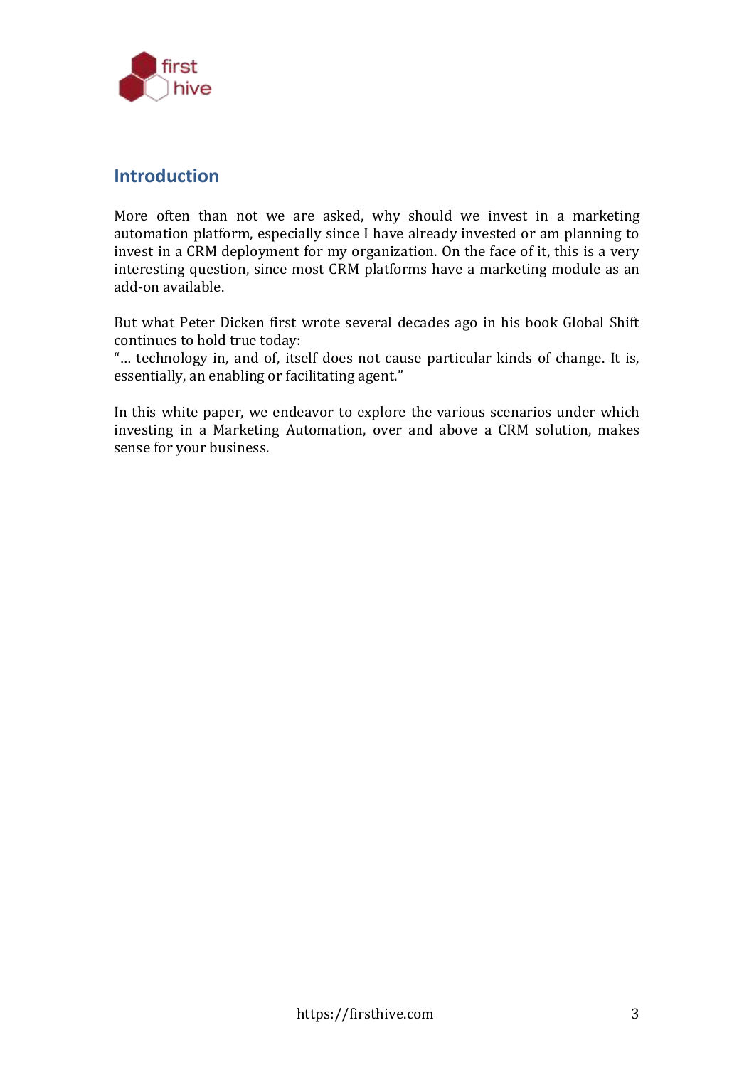## Introduction

More often than not we are asked, why should we invest in a marketing automation platform, especially since I have already invested or am planning to invest in a CRM deployment for my organization. On the face of it, this is a very interesting question, since most CRM platforms have a marketing module as an add-on available.

But what Peter Dicken first wrote several decades ago in his book Global Shift continues to hold true today:
"… technology in, and of, itself does not cause particular kinds of change. It is, essentially, an enabling or facilitating agent."

In this white paper, we endeavor to explore the various scenarios under which investing in a Marketing Automation, over and above a CRM solution, makes sense for your business.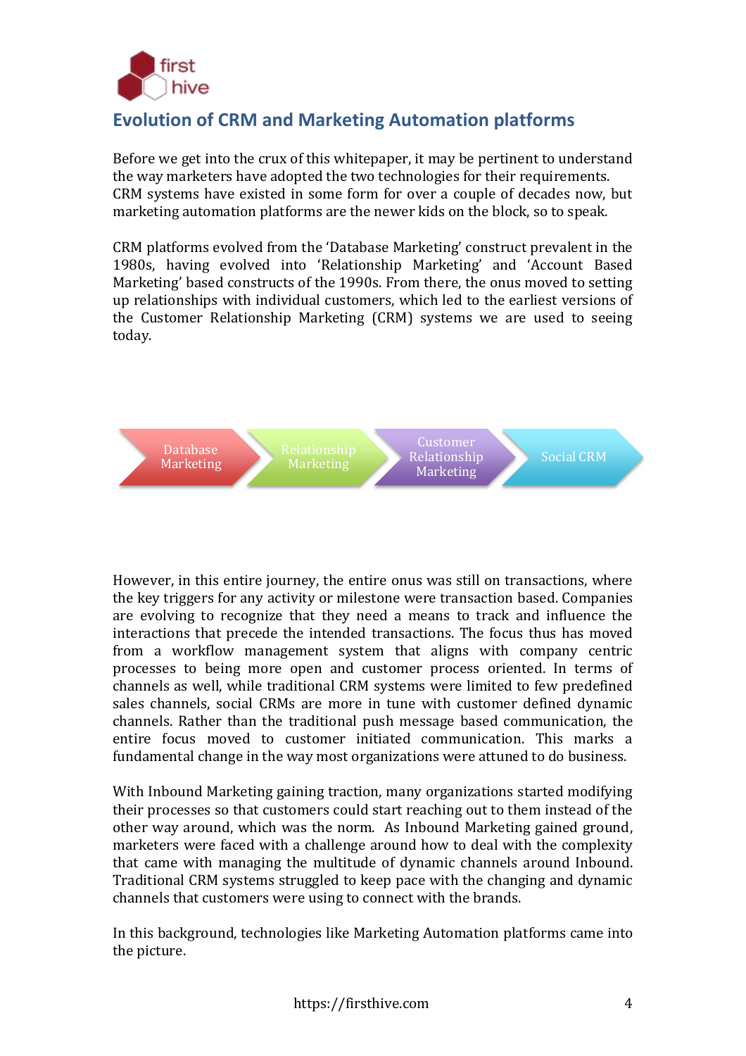## Evolution of CRM and Marketing Automation platforms

Before we get into the crux of this whitepaper, it may be pertinent to understand the way marketers have adopted the two technologies for their requirements. CRM systems have existed in some form for over a couple of decades now, but marketing automation platforms are the newer kids on the block, so to speak.

CRM platforms evolved from the 'Database Marketing' construct prevalent in the 1980s, having evolved into 'Relationship Marketing' and 'Account Based Marketing' based constructs of the 1990s. From there, the onus moved to setting up relationships with individual customers, which led to the earliest versions of the Customer Relationship Marketing (CRM) systems we are used to seeing today.

Database Marketing → Relationship Marketing → Customer Relationship Marketing → Social CRM

However, in this entire journey, the entire onus was still on transactions, where the key triggers for any activity or milestone were transaction based. Companies are evolving to recognize that they need a means to track and influence the interactions that precede the intended transactions. The focus thus has moved from a workflow management system that aligns with company centric processes to being more open and customer process oriented. In terms of channels as well, while traditional CRM systems were limited to few predefined sales channels, social CRMs are more in tune with customer defined dynamic channels. Rather than the traditional push message based communication, the entire focus moved to customer initiated communication. This marks a fundamental change in the way most organizations were attuned to do business.

With Inbound Marketing gaining traction, many organizations started modifying their processes so that customers could start reaching out to them instead of the other way around, which was the norm. As Inbound Marketing gained ground, marketers were faced with a challenge around how to deal with the complexity that came with managing the multitude of dynamic channels around Inbound. Traditional CRM systems struggled to keep pace with the changing and dynamic channels that customers were using to connect with the brands.

In this background, technologies like Marketing Automation platforms came into the picture.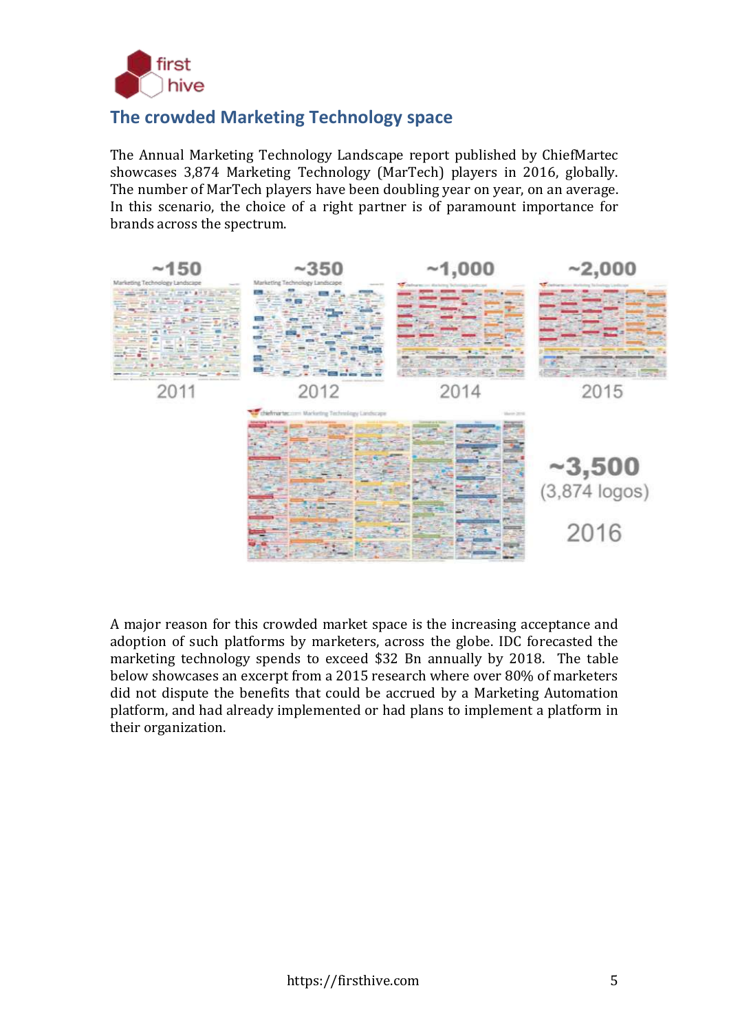## The crowded Marketing Technology space

The Annual Marketing Technology Landscape report published by ChiefMartec showcases 3,874 Marketing Technology (MarTech) players in 2016, globally. The number of MarTech players have been doubling year on year, on an average. In this scenario, the choice of a right partner is of paramount importance for brands across the spectrum.

~150 2011

~350 2012

~1,000 2014

~2,000 2015

~3,500 (3,874 logos) 2016

A major reason for this crowded market space is the increasing acceptance and adoption of such platforms by marketers, across the globe. IDC forecasted the marketing technology spends to exceed $32 Bn annually by 2018. The table below showcases an excerpt from a 2015 research where over 80% of marketers did not dispute the benefits that could be accrued by a Marketing Automation platform, and had already implemented or had plans to implement a platform in their organization.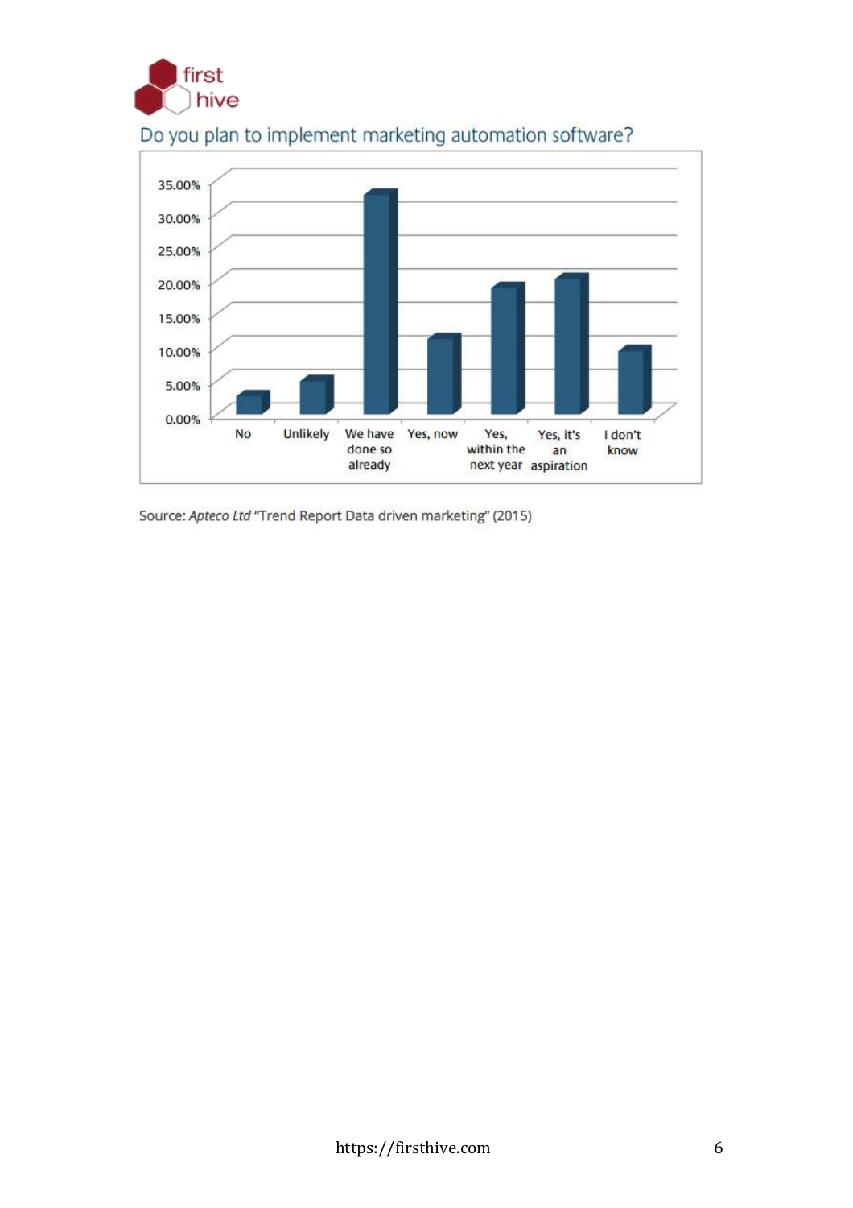## Do you plan to implement marketing automation software?

| | No | Unlikely | We have done so already | Yes, now | Yes, within the next year | Yes, it's an aspiration | I don't know |
|---|---|---|---|---|---|---|---|

Source: *Apteco Ltd* "Trend Report Data driven marketing" (2015)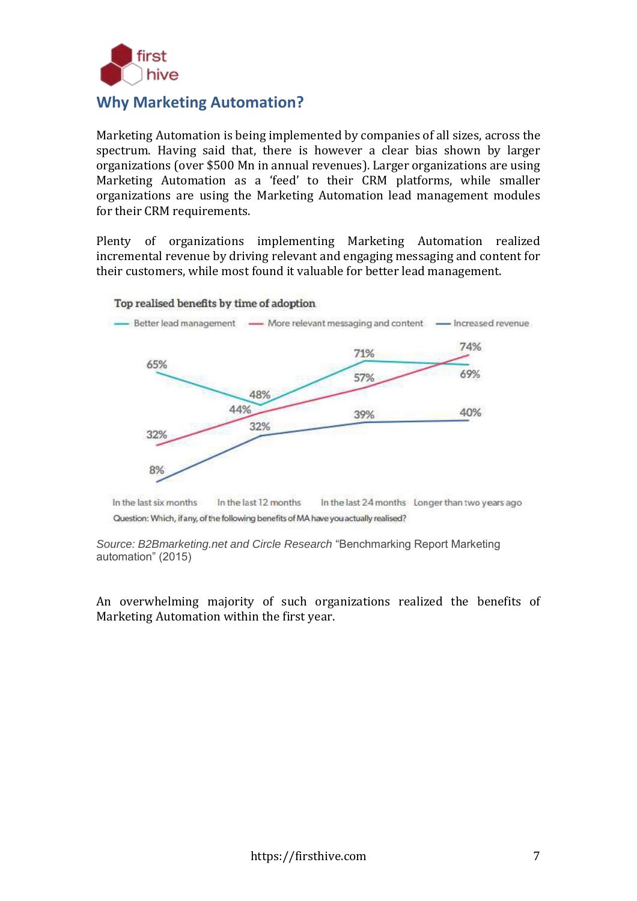## Why Marketing Automation?

Marketing Automation is being implemented by companies of all sizes, across the spectrum. Having said that, there is however a clear bias shown by larger organizations (over $500 Mn in annual revenues). Larger organizations are using Marketing Automation as a 'feed' to their CRM platforms, while smaller organizations are using the Marketing Automation lead management modules for their CRM requirements.

Plenty of organizations implementing Marketing Automation realized incremental revenue by driving relevant and engaging messaging and content for their customers, while most found it valuable for better lead management.

**Top realised benefits by time of adoption**

| | In the last six months | In the last 12 months | In the last 24 months | Longer than two years ago |
|---|---|---|---|---|
| Better lead management | 65% | 48% | 71% | 69% |
| More relevant messaging and content | 32% | 44% | 57% | 74% |
| Increased revenue | 8% | 32% | 39% | 40% |

Question: Which, if any, of the following benefits of MA have you actually realised?

*Source: B2Bmarketing.net and Circle Research* "Benchmarking Report Marketing automation" (2015)

An overwhelming majority of such organizations realized the benefits of Marketing Automation within the first year.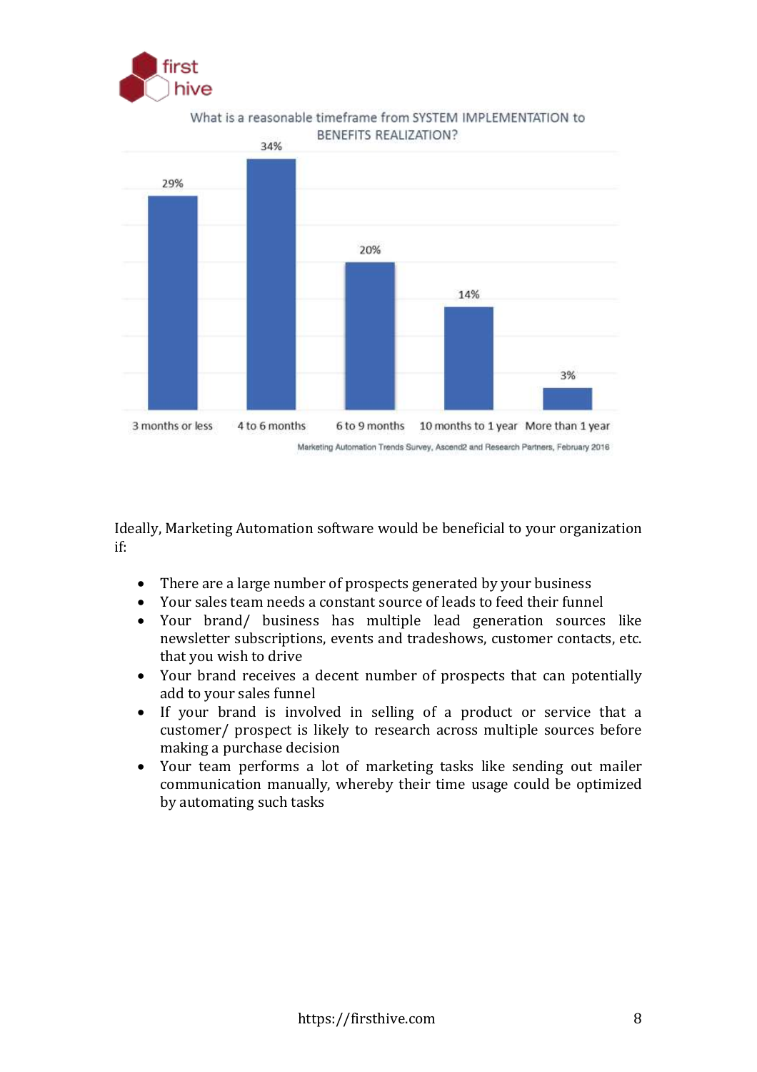What is a reasonable timeframe from SYSTEM IMPLEMENTATION to BENEFITS REALIZATION?

| Timeframe | Percentage |
|---|---|
| 3 months or less | 29% |
| 4 to 6 months | 34% |
| 6 to 9 months | 20% |
| 10 months to 1 year | 14% |
| More than 1 year | 3% |

Marketing Automation Trends Survey, Ascend2 and Research Partners, February 2016

Ideally, Marketing Automation software would be beneficial to your organization if:

- There are a large number of prospects generated by your business
- Your sales team needs a constant source of leads to feed their funnel
- Your brand/ business has multiple lead generation sources like newsletter subscriptions, events and tradeshows, customer contacts, etc. that you wish to drive
- Your brand receives a decent number of prospects that can potentially add to your sales funnel
- If your brand is involved in selling of a product or service that a customer/ prospect is likely to research across multiple sources before making a purchase decision
- Your team performs a lot of marketing tasks like sending out mailer communication manually, whereby their time usage could be optimized by automating such tasks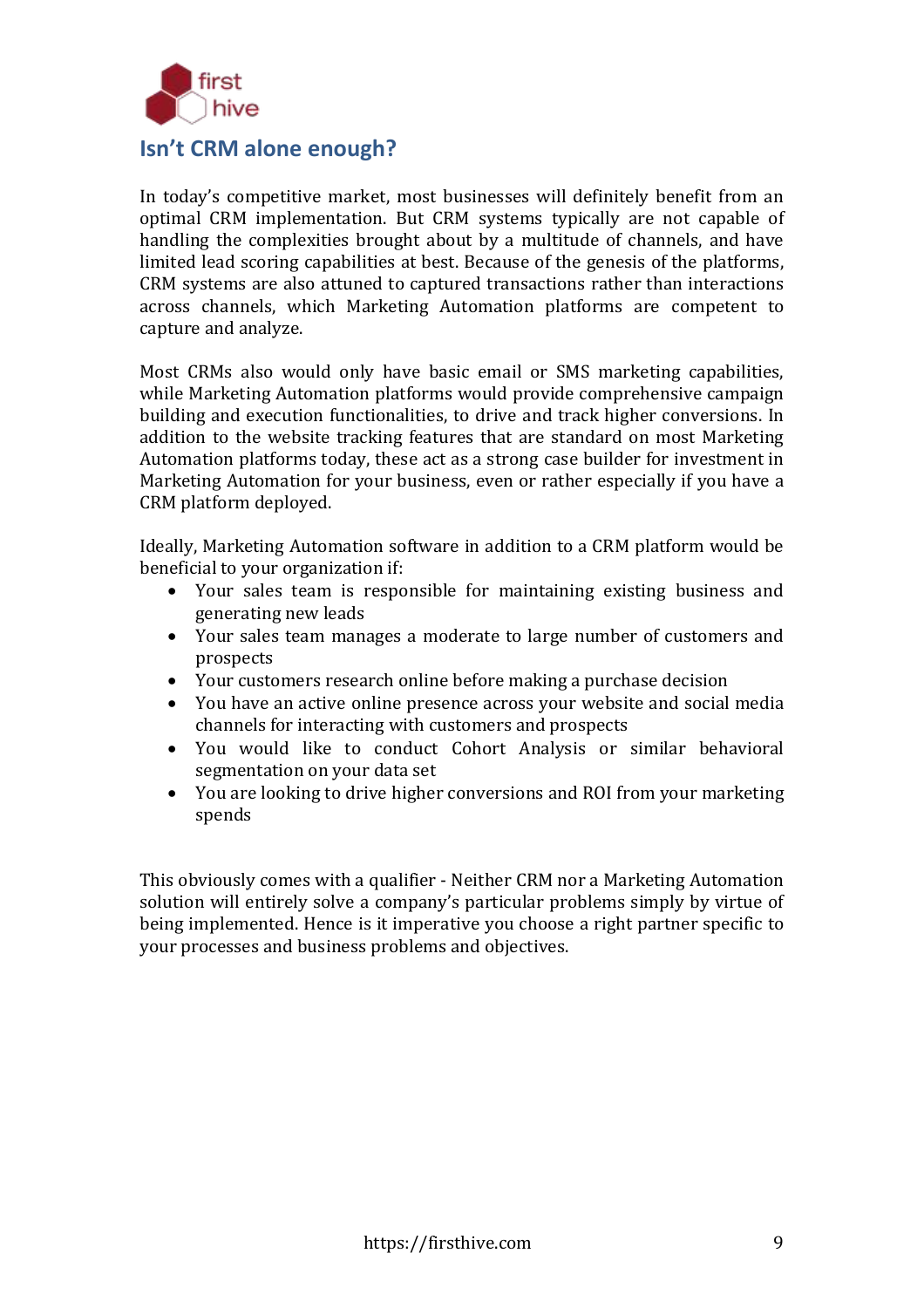## Isn't CRM alone enough?

In today's competitive market, most businesses will definitely benefit from an optimal CRM implementation. But CRM systems typically are not capable of handling the complexities brought about by a multitude of channels, and have limited lead scoring capabilities at best. Because of the genesis of the platforms, CRM systems are also attuned to captured transactions rather than interactions across channels, which Marketing Automation platforms are competent to capture and analyze.

Most CRMs also would only have basic email or SMS marketing capabilities, while Marketing Automation platforms would provide comprehensive campaign building and execution functionalities, to drive and track higher conversions. In addition to the website tracking features that are standard on most Marketing Automation platforms today, these act as a strong case builder for investment in Marketing Automation for your business, even or rather especially if you have a CRM platform deployed.

Ideally, Marketing Automation software in addition to a CRM platform would be beneficial to your organization if:

- Your sales team is responsible for maintaining existing business and generating new leads
- Your sales team manages a moderate to large number of customers and prospects
- Your customers research online before making a purchase decision
- You have an active online presence across your website and social media channels for interacting with customers and prospects
- You would like to conduct Cohort Analysis or similar behavioral segmentation on your data set
- You are looking to drive higher conversions and ROI from your marketing spends

This obviously comes with a qualifier - Neither CRM nor a Marketing Automation solution will entirely solve a company's particular problems simply by virtue of being implemented. Hence is it imperative you choose a right partner specific to your processes and business problems and objectives.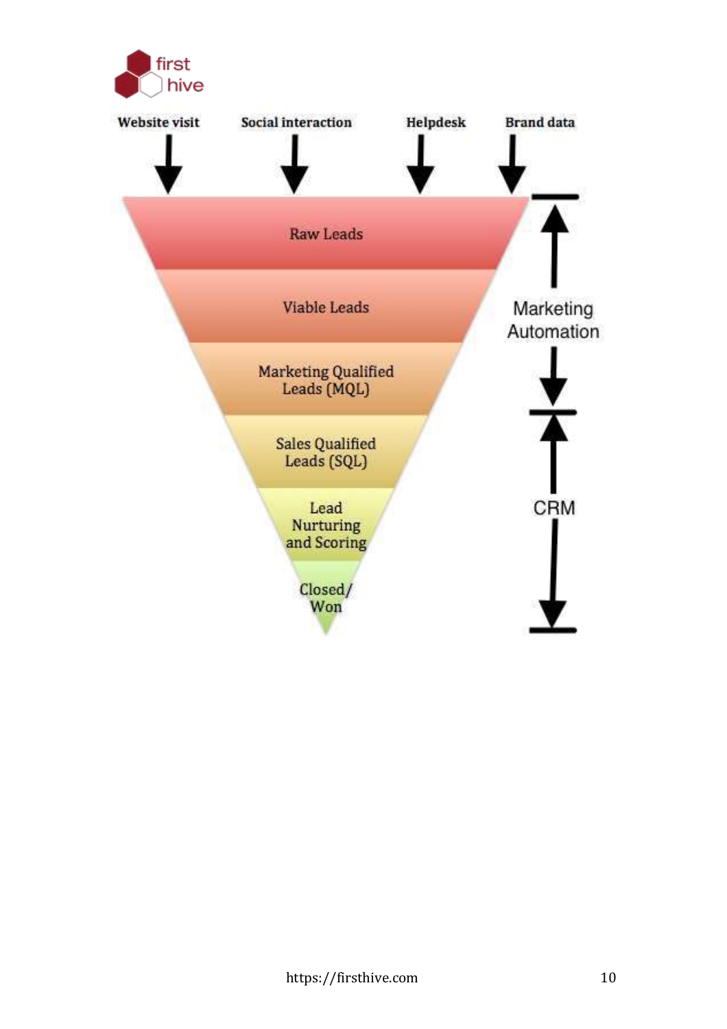Website visit | Social interaction | Helpdesk | Brand data

- Raw Leads
- Viable Leads
- Marketing Qualified Leads (MQL)
- Sales Qualified Leads (SQL)
- Lead Nurturing and Scoring
- Closed/ Won

Marketing Automation

CRM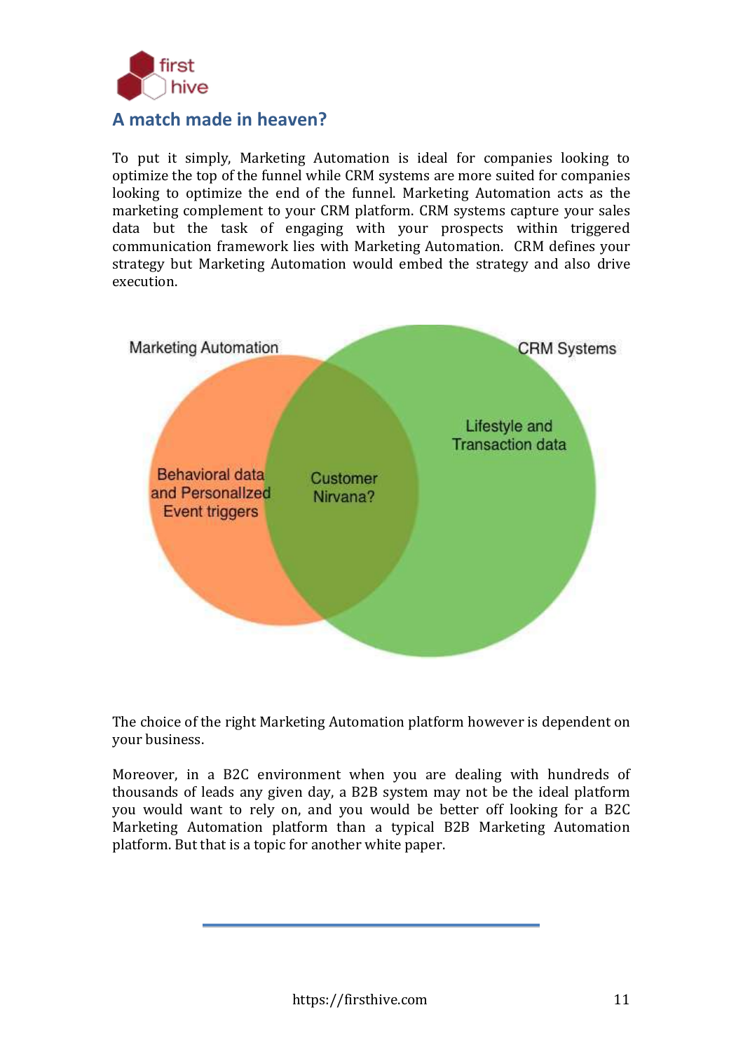## A match made in heaven?

To put it simply, Marketing Automation is ideal for companies looking to optimize the top of the funnel while CRM systems are more suited for companies looking to optimize the end of the funnel. Marketing Automation acts as the marketing complement to your CRM platform. CRM systems capture your sales data but the task of engaging with your prospects within triggered communication framework lies with Marketing Automation. CRM defines your strategy but Marketing Automation would embed the strategy and also drive execution.

Marketing Automation

CRM Systems

Behavioral data and Personalized Event triggers

Customer Nirvana?

Lifestyle and Transaction data

The choice of the right Marketing Automation platform however is dependent on your business.

Moreover, in a B2C environment when you are dealing with hundreds of thousands of leads any given day, a B2B system may not be the ideal platform you would want to rely on, and you would be better off looking for a B2C Marketing Automation platform than a typical B2B Marketing Automation platform. But that is a topic for another white paper.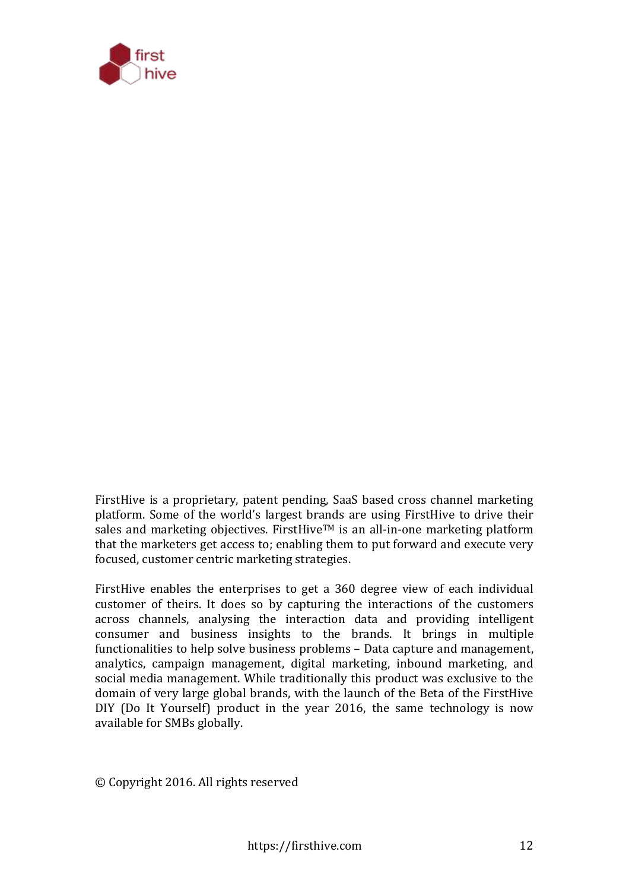FirstHive is a proprietary, patent pending, SaaS based cross channel marketing platform. Some of the world's largest brands are using FirstHive to drive their sales and marketing objectives. FirstHive™ is an all-in-one marketing platform that the marketers get access to; enabling them to put forward and execute very focused, customer centric marketing strategies.

FirstHive enables the enterprises to get a 360 degree view of each individual customer of theirs. It does so by capturing the interactions of the customers across channels, analysing the interaction data and providing intelligent consumer and business insights to the brands. It brings in multiple functionalities to help solve business problems – Data capture and management, analytics, campaign management, digital marketing, inbound marketing, and social media management. While traditionally this product was exclusive to the domain of very large global brands, with the launch of the Beta of the FirstHive DIY (Do It Yourself) product in the year 2016, the same technology is now available for SMBs globally.

© Copyright 2016. All rights reserved